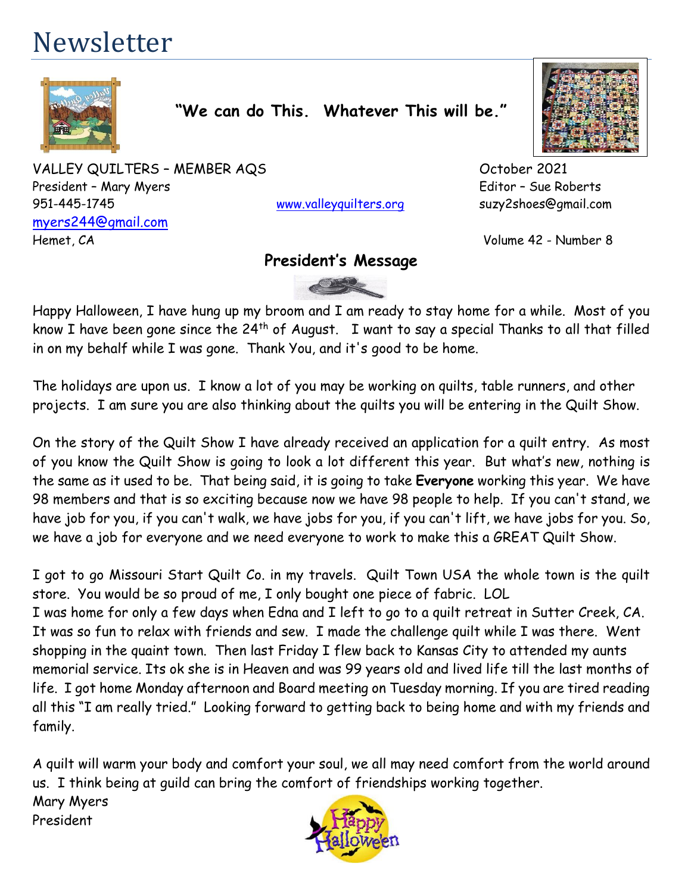# Newsletter

**"We can do This. Whatever This will be."**

VALLEY QUILTERS – MEMBER AQS
President – Mary Myers
951-445-1745
myers244@gmail.com
Hemet, CA

www.valleyquilters.org

October 2021
Editor – Sue Roberts
suzy2shoes@gmail.com

Volume 42 - Number 8

## President's Message

Happy Halloween, I have hung up my broom and I am ready to stay home for a while. Most of you know I have been gone since the 24th of August. I want to say a special Thanks to all that filled in on my behalf while I was gone. Thank You, and it's good to be home.

The holidays are upon us. I know a lot of you may be working on quilts, table runners, and other projects. I am sure you are also thinking about the quilts you will be entering in the Quilt Show.

On the story of the Quilt Show I have already received an application for a quilt entry. As most of you know the Quilt Show is going to look a lot different this year. But what's new, nothing is the same as it used to be. That being said, it is going to take **Everyone** working this year. We have 98 members and that is so exciting because now we have 98 people to help. If you can't stand, we have job for you, if you can't walk, we have jobs for you, if you can't lift, we have jobs for you. So, we have a job for everyone and we need everyone to work to make this a GREAT Quilt Show.

I got to go Missouri Start Quilt Co. in my travels. Quilt Town USA the whole town is the quilt store. You would be so proud of me, I only bought one piece of fabric. LOL
I was home for only a few days when Edna and I left to go to a quilt retreat in Sutter Creek, CA. It was so fun to relax with friends and sew. I made the challenge quilt while I was there. Went shopping in the quaint town. Then last Friday I flew back to Kansas City to attended my aunts memorial service. Its ok she is in Heaven and was 99 years old and lived life till the last months of life. I got home Monday afternoon and Board meeting on Tuesday morning. If you are tired reading all this "I am really tried." Looking forward to getting back to being home and with my friends and family.

A quilt will warm your body and comfort your soul, we all may need comfort from the world around us. I think being at guild can bring the comfort of friendships working together.
Mary Myers
President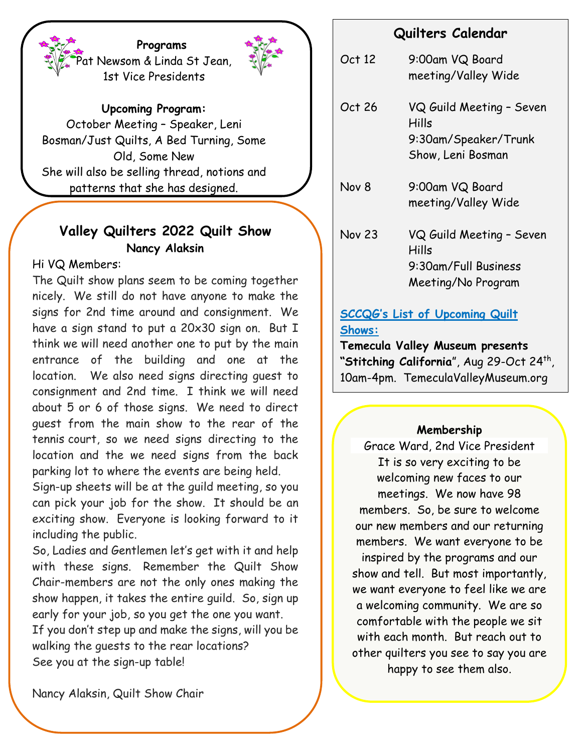## Programs

Pat Newsom & Linda St Jean, 1st Vice Presidents

**Upcoming Program:**

October Meeting – Speaker, Leni Bosman/Just Quilts, A Bed Turning, Some Old, Some New

She will also be selling thread, notions and patterns that she has designed.

## Valley Quilters 2022 Quilt Show

**Nancy Alaksin**

Hi VQ Members:

The Quilt show plans seem to be coming together nicely. We still do not have anyone to make the signs for 2nd time around and consignment. We have a sign stand to put a 20x30 sign on. But I think we will need another one to put by the main entrance of the building and one at the location. We also need signs directing guest to consignment and 2nd time. I think we will need about 5 or 6 of those signs. We need to direct guest from the main show to the rear of the tennis court, so we need signs directing to the location and the we need signs from the back parking lot to where the events are being held.

Sign-up sheets will be at the guild meeting, so you can pick your job for the show. It should be an exciting show. Everyone is looking forward to it including the public.

So, Ladies and Gentlemen let's get with it and help with these signs. Remember the Quilt Show Chair-members are not the only ones making the show happen, it takes the entire guild. So, sign up early for your job, so you get the one you want.

If you don't step up and make the signs, will you be walking the guests to the rear locations?

See you at the sign-up table!

Nancy Alaksin, Quilt Show Chair

## Quilters Calendar

| | |
|---|---|
| Oct 12 | 9:00am VQ Board meeting/Valley Wide |
| Oct 26 | VQ Guild Meeting – Seven Hills 9:30am/Speaker/Trunk Show, Leni Bosman |
| Nov 8 | 9:00am VQ Board meeting/Valley Wide |
| Nov 23 | VQ Guild Meeting – Seven Hills 9:30am/Full Business Meeting/No Program |

SCCQG's List of Upcoming Quilt Shows:

**Temecula Valley Museum presents "Stitching California"**, Aug 29-Oct 24th, 10am-4pm. TemeculaValleyMuseum.org

## Membership

Grace Ward, 2nd Vice President

It is so very exciting to be welcoming new faces to our meetings. We now have 98 members. So, be sure to welcome our new members and our returning members. We want everyone to be inspired by the programs and our show and tell. But most importantly, we want everyone to feel like we are a welcoming community. We are so comfortable with the people we sit with each month. But reach out to other quilters you see to say you are happy to see them also.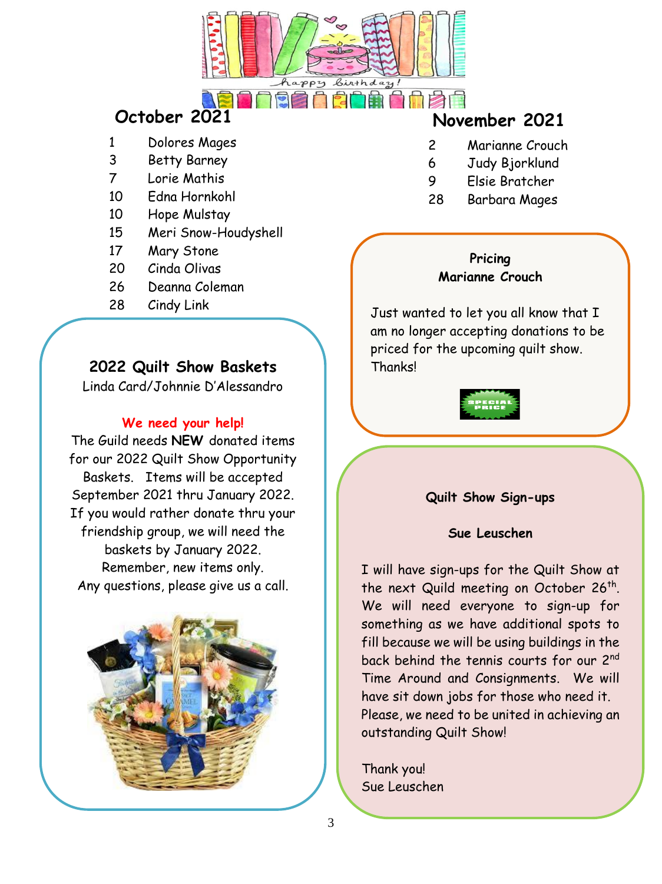## October 2021

| | |
|---|---|
| 1 | Dolores Mages |
| 3 | Betty Barney |
| 7 | Lorie Mathis |
| 10 | Edna Hornkohl |
| 10 | Hope Mulstay |
| 15 | Meri Snow-Houdyshell |
| 17 | Mary Stone |
| 20 | Cinda Olivas |
| 26 | Deanna Coleman |
| 28 | Cindy Link |

## November 2021

| | |
|---|---|
| 2 | Marianne Crouch |
| 6 | Judy Bjorklund |
| 9 | Elsie Bratcher |
| 28 | Barbara Mages |

### 2022 Quilt Show Baskets

Linda Card/Johnnie D'Alessandro

**We need your help!**

The Guild needs **NEW** donated items for our 2022 Quilt Show Opportunity Baskets. Items will be accepted September 2021 thru January 2022. If you would rather donate thru your friendship group, we will need the baskets by January 2022. Remember, new items only. Any questions, please give us a call.

### Pricing

**Marianne Crouch**

Just wanted to let you all know that I am no longer accepting donations to be priced for the upcoming quilt show. Thanks!

### Quilt Show Sign-ups

**Sue Leuschen**

I will have sign-ups for the Quilt Show at the next Quild meeting on October 26th. We will need everyone to sign-up for something as we have additional spots to fill because we will be using buildings in the back behind the tennis courts for our 2nd Time Around and Consignments. We will have sit down jobs for those who need it. Please, we need to be united in achieving an outstanding Quilt Show!

Thank you!
Sue Leuschen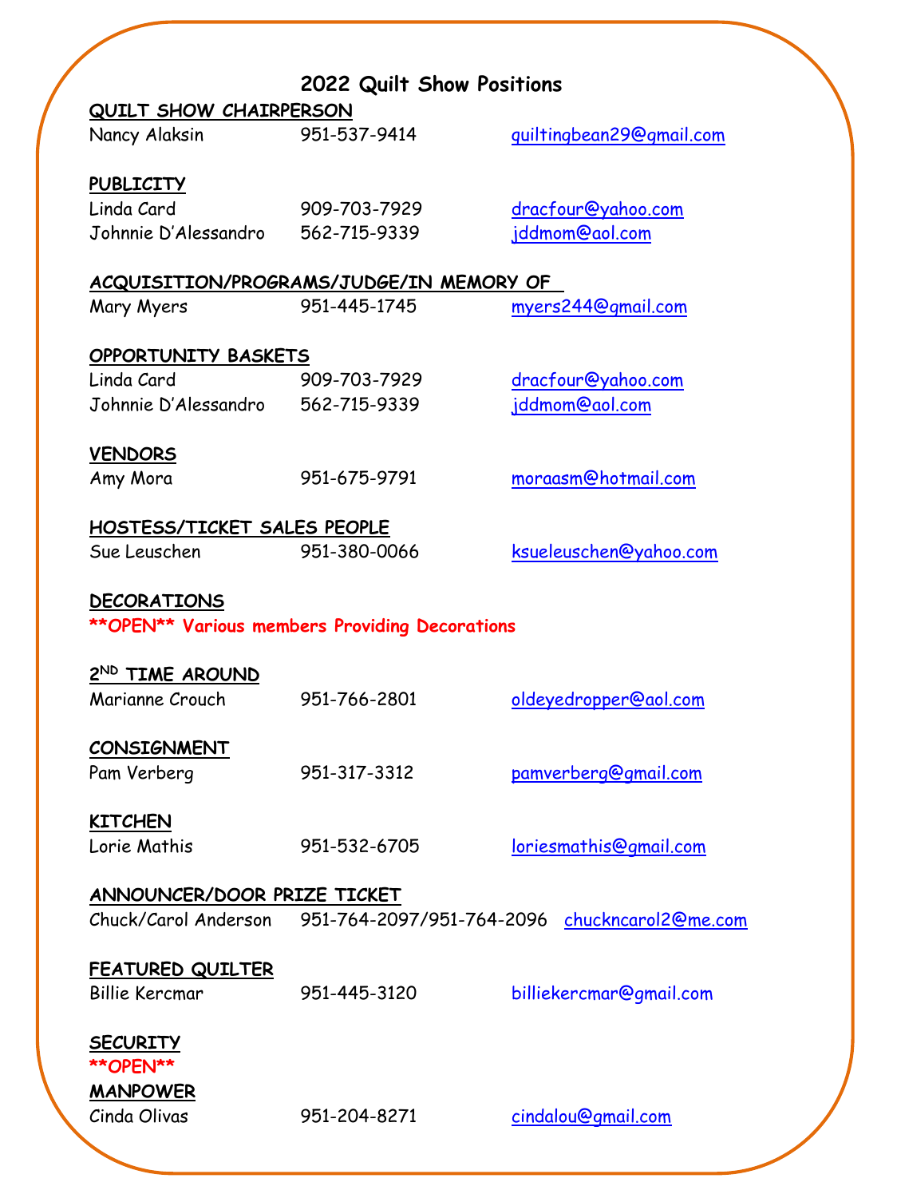# 2022 Quilt Show Positions

**QUILT SHOW CHAIRPERSON**

Nancy Alaksin 951-537-9414 quiltingbean29@gmail.com

**PUBLICITY**

Linda Card 909-703-7929 dracfour@yahoo.com
Johnnie D'Alessandro 562-715-9339 jddmom@aol.com

**ACQUISITION/PROGRAMS/JUDGE/IN MEMORY OF**

Mary Myers 951-445-1745 myers244@gmail.com

**OPPORTUNITY BASKETS**

Linda Card 909-703-7929 dracfour@yahoo.com
Johnnie D'Alessandro 562-715-9339 jddmom@aol.com

**VENDORS**

Amy Mora 951-675-9791 moraasm@hotmail.com

**HOSTESS/TICKET SALES PEOPLE**

Sue Leuschen 951-380-0066 ksueleuschen@yahoo.com

**DECORATIONS**

****OPEN** Various members Providing Decorations**

**2ND TIME AROUND**

Marianne Crouch 951-766-2801 oldeyedropper@aol.com

**CONSIGNMENT**

Pam Verberg 951-317-3312 pamverberg@gmail.com

**KITCHEN**

Lorie Mathis 951-532-6705 loriesmathis@gmail.com

**ANNOUNCER/DOOR PRIZE TICKET**

Chuck/Carol Anderson 951-764-2097/951-764-2096 chuckncarol2@me.com

**FEATURED QUILTER**

Billie Kercmar 951-445-3120 billiekercmar@gmail.com

**SECURITY**

****OPEN****

**MANPOWER**

Cinda Olivas 951-204-8271 cindalou@gmail.com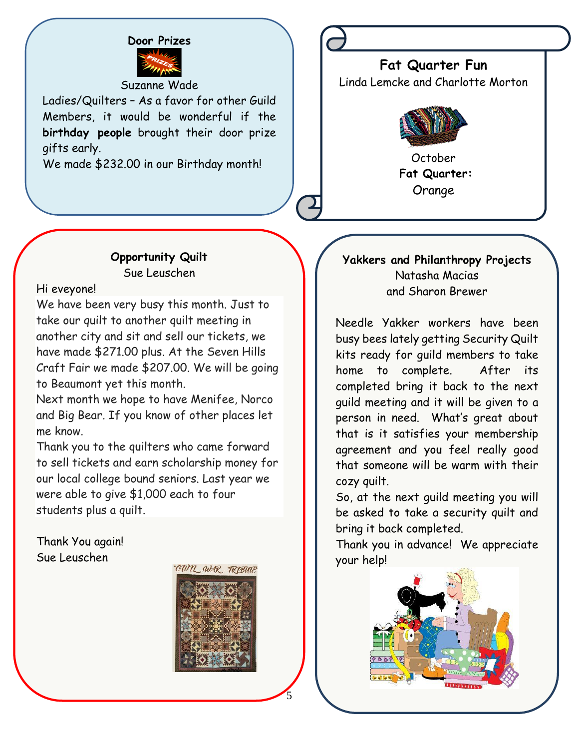## Door Prizes

Suzanne Wade

Ladies/Quilters – As a favor for other Guild Members, it would be wonderful if the **birthday people** brought their door prize gifts early.

We made $232.00 in our Birthday month!

## Fat Quarter Fun

Linda Lemcke and Charlotte Morton

October

**Fat Quarter:**

Orange

## Opportunity Quilt

Sue Leuschen

Hi eveyone!

We have been very busy this month. Just to take our quilt to another quilt meeting in another city and sit and sell our tickets, we have made $271.00 plus. At the Seven Hills Craft Fair we made $207.00. We will be going to Beaumont yet this month.

Next month we hope to have Menifee, Norco and Big Bear. If you know of other places let me know.

Thank you to the quilters who came forward to sell tickets and earn scholarship money for our local college bound seniors. Last year we were able to give $1,000 each to four students plus a quilt.

Thank You again!
Sue Leuschen

## Yakkers and Philanthropy Projects

Natasha Macias
and Sharon Brewer

Needle Yakker workers have been busy bees lately getting Security Quilt kits ready for guild members to take home to complete. After its completed bring it back to the next guild meeting and it will be given to a person in need. What's great about that is it satisfies your membership agreement and you feel really good that someone will be warm with their cozy quilt.

So, at the next guild meeting you will be asked to take a security quilt and bring it back completed.

Thank you in advance! We appreciate your help!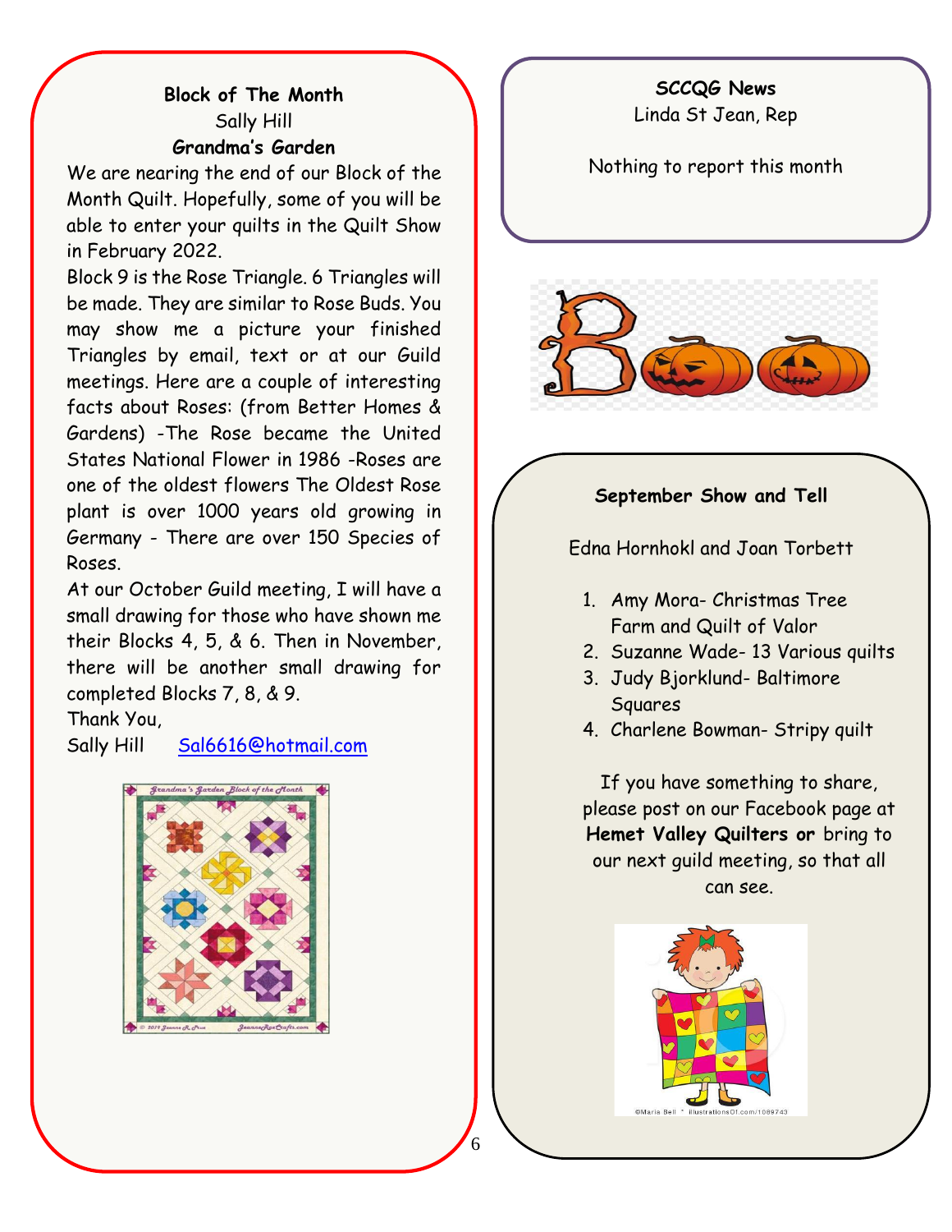## Block of The Month

Sally Hill

**Grandma's Garden**

We are nearing the end of our Block of the Month Quilt. Hopefully, some of you will be able to enter your quilts in the Quilt Show in February 2022.

Block 9 is the Rose Triangle. 6 Triangles will be made. They are similar to Rose Buds. You may show me a picture your finished Triangles by email, text or at our Guild meetings. Here are a couple of interesting facts about Roses: (from Better Homes & Gardens) -The Rose became the United States National Flower in 1986 -Roses are one of the oldest flowers The Oldest Rose plant is over 1000 years old growing in Germany - There are over 150 Species of Roses.

At our October Guild meeting, I will have a small drawing for those who have shown me their Blocks 4, 5, & 6. Then in November, there will be another small drawing for completed Blocks 7, 8, & 9.

Thank You,

Sally Hill Sal6616@hotmail.com

## SCCQG News

Linda St Jean, Rep

Nothing to report this month

## September Show and Tell

Edna Hornhokl and Joan Torbett

1. Amy Mora- Christmas Tree Farm and Quilt of Valor
2. Suzanne Wade- 13 Various quilts
3. Judy Bjorklund- Baltimore Squares
4. Charlene Bowman- Stripy quilt

If you have something to share, please post on our Facebook page at **Hemet Valley Quilters or** bring to our next guild meeting, so that all can see.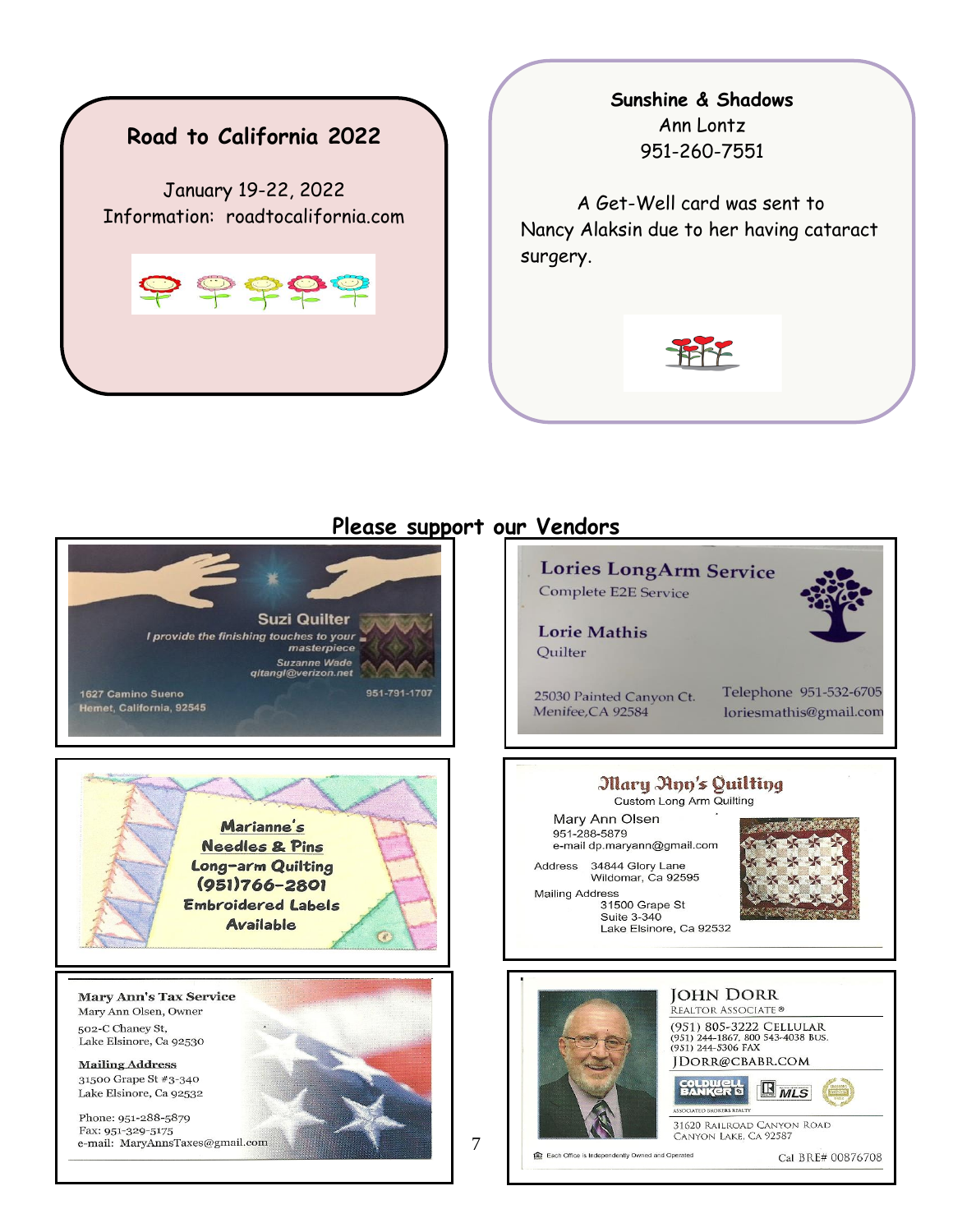## Road to California 2022

January 19-22, 2022
Information: roadtocalifornia.com

## Sunshine & Shadows

Ann Lontz
951-260-7551

A Get-Well card was sent to Nancy Alaksin due to her having cataract surgery.

## Please support our Vendors

**Suzi Quilter**
*I provide the finishing touches to your masterpiece*
*Suzanne Wade*
*qitangl@verizon.net*
1627 Camino Sueno
Hemet, California, 92545
951-791-1707

**Lories LongArm Service**
Complete E2E Service
**Lorie Mathis**
Quilter
25030 Painted Canyon Ct.
Menifee,CA 92584
Telephone 951-532-6705
loriesmathis@gmail.com

**Marianne's Needles & Pins**
**Long-arm Quilting**
**(951)766-2801**
**Embroidered Labels Available**

**Mary Ann's Quilting**
Custom Long Arm Quilting
Mary Ann Olsen
951-288-5879
e-mail dp.maryann@gmail.com
Address 34844 Glory Lane
Wildomar, Ca 92595
Mailing Address
31500 Grape St
Suite 3-340
Lake Elsinore, Ca 92532

**Mary Ann's Tax Service**
Mary Ann Olsen, Owner
502-C Chaney St,
Lake Elsinore, Ca 92530

**Mailing Address**
31500 Grape St #3-340
Lake Elsinore, Ca 92532

Phone: 951-288-5879
Fax: 951-329-5175
e-mail: MaryAnnsTaxes@gmail.com

**JOHN DORR**
REALTOR ASSOCIATE®
(951) 805-3222 CELLULAR
(951) 244-1867, 800 543-4038 BUS.
(951) 244-5306 FAX
JDORR@CBABR.COM
COLDWELL BANKER
ASSOCIATED BROKERS REALTY
31620 RAILROAD CANYON ROAD
CANYON LAKE, CA 92587
Each Office is Independently Owned and Operated
Cal BRE# 00876708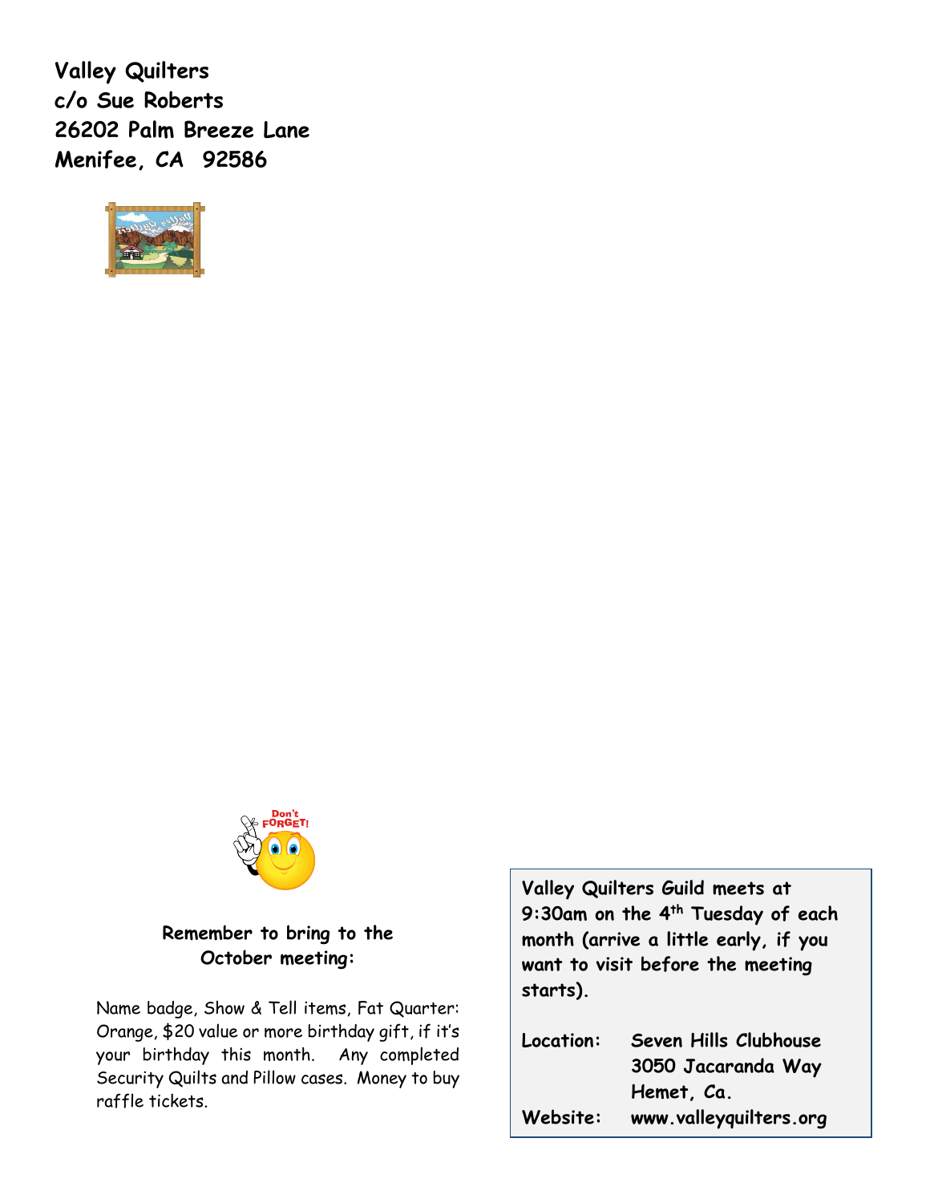**Valley Quilters**
**c/o Sue Roberts**
**26202 Palm Breeze Lane**
**Menifee, CA 92586**

**Remember to bring to the October meeting:**

Name badge, Show & Tell items, Fat Quarter: Orange, $20 value or more birthday gift, if it's your birthday this month. Any completed Security Quilts and Pillow cases. Money to buy raffle tickets.

**Valley Quilters Guild meets at 9:30am on the 4th Tuesday of each month (arrive a little early, if you want to visit before the meeting starts).**

**Location:** **Seven Hills Clubhouse**
**3050 Jacaranda Way**
**Hemet, Ca.**

**Website:** **www.valleyquilters.org**